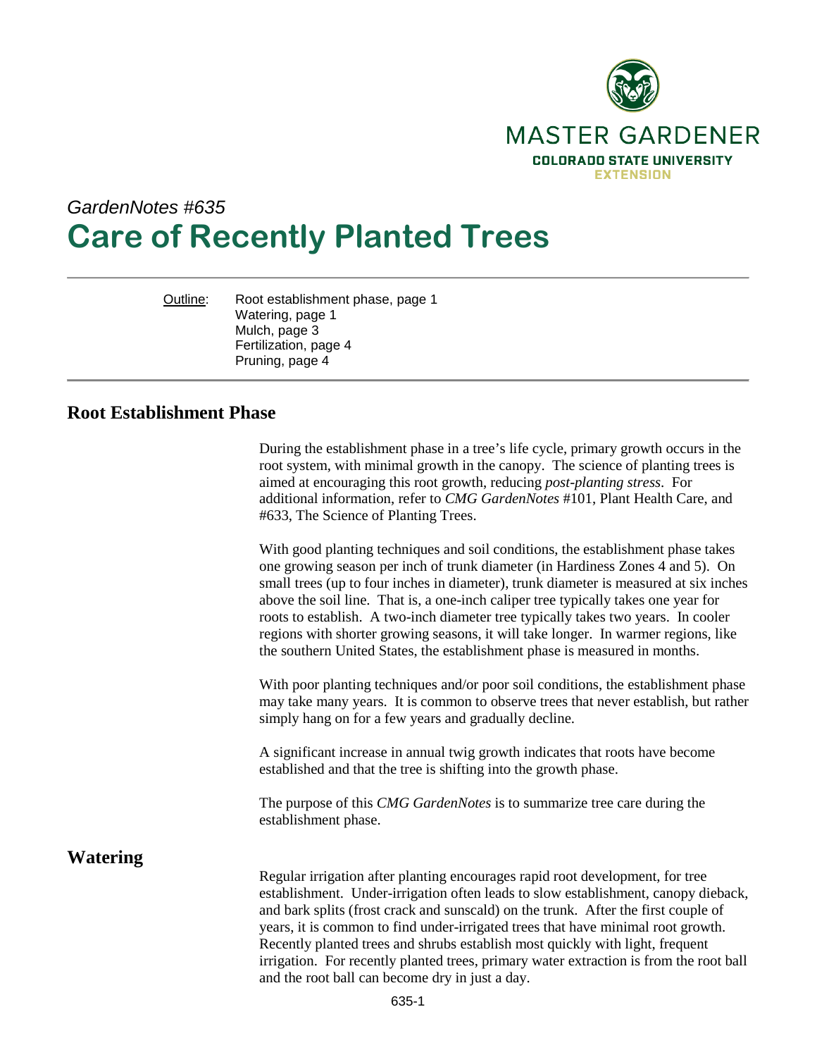MASTER GARDENER
COLORADO STATE UNIVERSITY
EXTENSION

*GardenNotes #635*

# Care of Recently Planted Trees

Outline: Root establishment phase, page 1
Watering, page 1
Mulch, page 3
Fertilization, page 4
Pruning, page 4

## Root Establishment Phase

During the establishment phase in a tree's life cycle, primary growth occurs in the root system, with minimal growth in the canopy. The science of planting trees is aimed at encouraging this root growth, reducing *post-planting stress*. For additional information, refer to *CMG GardenNotes* #101, Plant Health Care, and #633, The Science of Planting Trees.

With good planting techniques and soil conditions, the establishment phase takes one growing season per inch of trunk diameter (in Hardiness Zones 4 and 5). On small trees (up to four inches in diameter), trunk diameter is measured at six inches above the soil line. That is, a one-inch caliper tree typically takes one year for roots to establish. A two-inch diameter tree typically takes two years. In cooler regions with shorter growing seasons, it will take longer. In warmer regions, like the southern United States, the establishment phase is measured in months.

With poor planting techniques and/or poor soil conditions, the establishment phase may take many years. It is common to observe trees that never establish, but rather simply hang on for a few years and gradually decline.

A significant increase in annual twig growth indicates that roots have become established and that the tree is shifting into the growth phase.

The purpose of this *CMG GardenNotes* is to summarize tree care during the establishment phase.

## Watering

Regular irrigation after planting encourages rapid root development, for tree establishment. Under-irrigation often leads to slow establishment, canopy dieback, and bark splits (frost crack and sunscald) on the trunk. After the first couple of years, it is common to find under-irrigated trees that have minimal root growth. Recently planted trees and shrubs establish most quickly with light, frequent irrigation. For recently planted trees, primary water extraction is from the root ball and the root ball can become dry in just a day.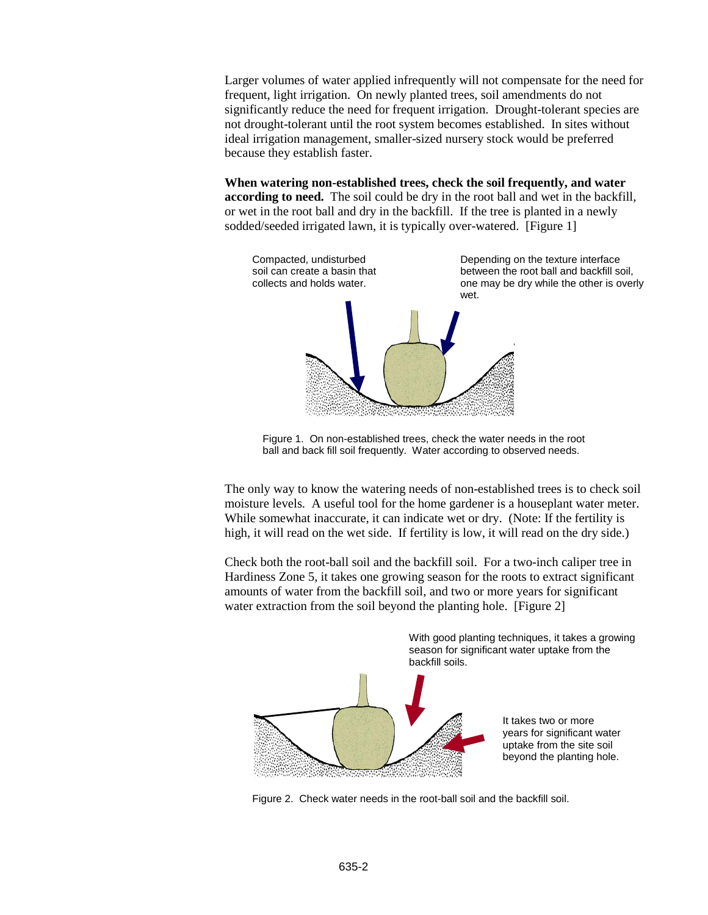Larger volumes of water applied infrequently will not compensate for the need for frequent, light irrigation. On newly planted trees, soil amendments do not significantly reduce the need for frequent irrigation. Drought-tolerant species are not drought-tolerant until the root system becomes established. In sites without ideal irrigation management, smaller-sized nursery stock would be preferred because they establish faster.

**When watering non-established trees, check the soil frequently, and water according to need.** The soil could be dry in the root ball and wet in the backfill, or wet in the root ball and dry in the backfill. If the tree is planted in a newly sodded/seeded irrigated lawn, it is typically over-watered. [Figure 1]

Compacted, undisturbed soil can create a basin that collects and holds water.

Depending on the texture interface between the root ball and backfill soil, one may be dry while the other is overly wet.

Figure 1. On non-established trees, check the water needs in the root ball and back fill soil frequently. Water according to observed needs.

The only way to know the watering needs of non-established trees is to check soil moisture levels. A useful tool for the home gardener is a houseplant water meter. While somewhat inaccurate, it can indicate wet or dry. (Note: If the fertility is high, it will read on the wet side. If fertility is low, it will read on the dry side.)

Check both the root-ball soil and the backfill soil. For a two-inch caliper tree in Hardiness Zone 5, it takes one growing season for the roots to extract significant amounts of water from the backfill soil, and two or more years for significant water extraction from the soil beyond the planting hole. [Figure 2]

With good planting techniques, it takes a growing season for significant water uptake from the backfill soils.

It takes two or more years for significant water uptake from the site soil beyond the planting hole.

Figure 2. Check water needs in the root-ball soil and the backfill soil.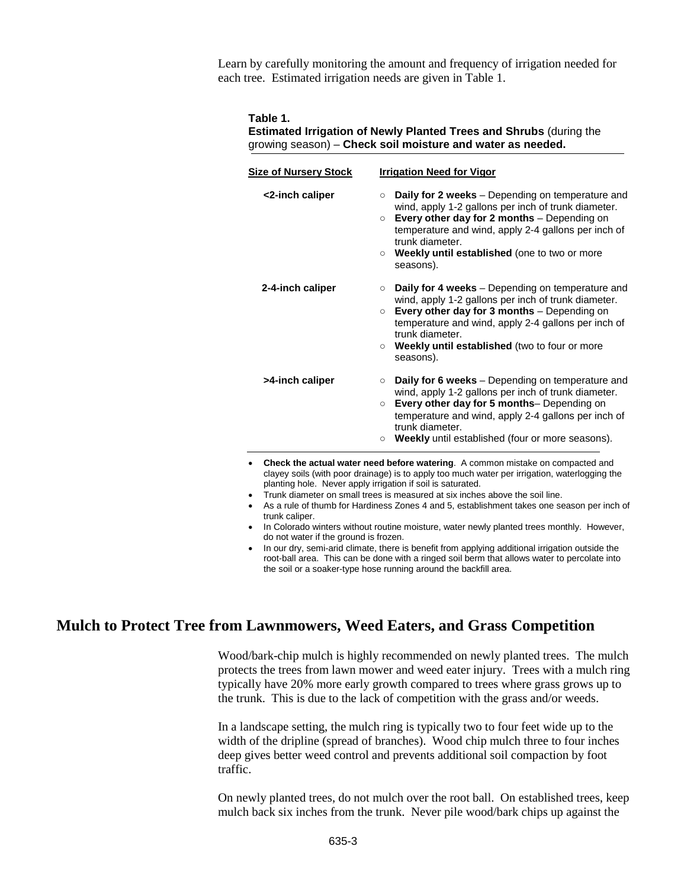Learn by carefully monitoring the amount and frequency of irrigation needed for each tree. Estimated irrigation needs are given in Table 1.

**Table 1.**
**Estimated Irrigation of Newly Planted Trees and Shrubs** (during the growing season) – **Check soil moisture and water as needed.**

| Size of Nursery Stock | Irrigation Need for Vigor |
|---|---|
| **<2-inch caliper** | ○ **Daily for 2 weeks** – Depending on temperature and wind, apply 1-2 gallons per inch of trunk diameter.<br>○ **Every other day for 2 months** – Depending on temperature and wind, apply 2-4 gallons per inch of trunk diameter.<br>○ **Weekly until established** (one to two or more seasons). |
| **2-4-inch caliper** | ○ **Daily for 4 weeks** – Depending on temperature and wind, apply 1-2 gallons per inch of trunk diameter.<br>○ **Every other day for 3 months** – Depending on temperature and wind, apply 2-4 gallons per inch of trunk diameter.<br>○ **Weekly until established** (two to four or more seasons). |
| **>4-inch caliper** | ○ **Daily for 6 weeks** – Depending on temperature and wind, apply 1-2 gallons per inch of trunk diameter.<br>○ **Every other day for 5 months**– Depending on temperature and wind, apply 2-4 gallons per inch of trunk diameter.<br>○ **Weekly** until established (four or more seasons). |

- **Check the actual water need before watering**. A common mistake on compacted and clayey soils (with poor drainage) is to apply too much water per irrigation, waterlogging the planting hole. Never apply irrigation if soil is saturated.
- Trunk diameter on small trees is measured at six inches above the soil line.
- As a rule of thumb for Hardiness Zones 4 and 5, establishment takes one season per inch of trunk caliper.
- In Colorado winters without routine moisture, water newly planted trees monthly. However, do not water if the ground is frozen.
- In our dry, semi-arid climate, there is benefit from applying additional irrigation outside the root-ball area. This can be done with a ringed soil berm that allows water to percolate into the soil or a soaker-type hose running around the backfill area.

## Mulch to Protect Tree from Lawnmowers, Weed Eaters, and Grass Competition

Wood/bark-chip mulch is highly recommended on newly planted trees. The mulch protects the trees from lawn mower and weed eater injury. Trees with a mulch ring typically have 20% more early growth compared to trees where grass grows up to the trunk. This is due to the lack of competition with the grass and/or weeds.

In a landscape setting, the mulch ring is typically two to four feet wide up to the width of the dripline (spread of branches). Wood chip mulch three to four inches deep gives better weed control and prevents additional soil compaction by foot traffic.

On newly planted trees, do not mulch over the root ball. On established trees, keep mulch back six inches from the trunk. Never pile wood/bark chips up against the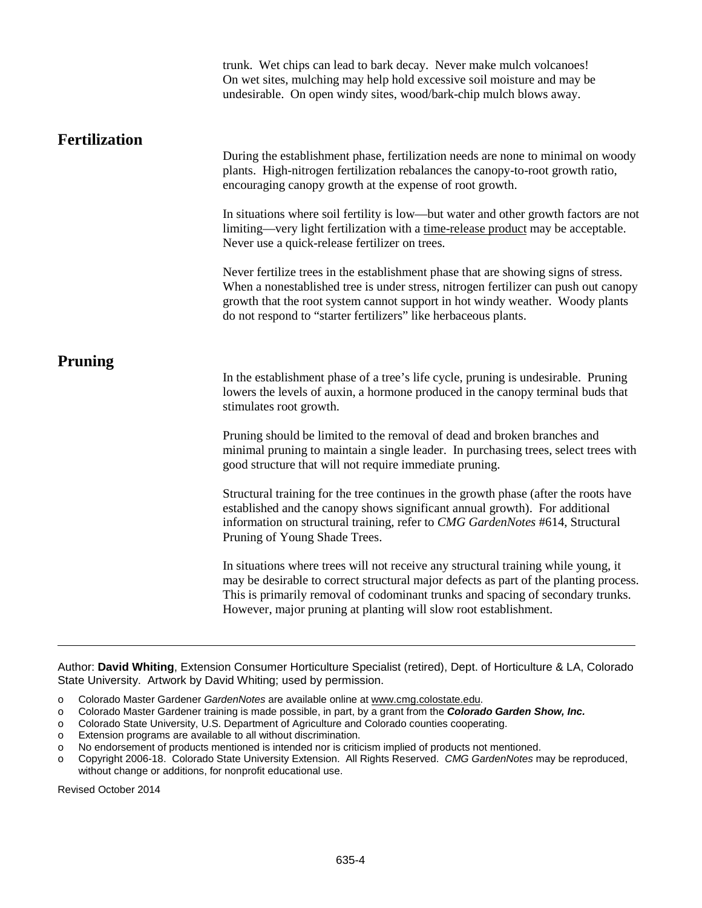trunk. Wet chips can lead to bark decay. Never make mulch volcanoes! On wet sites, mulching may help hold excessive soil moisture and may be undesirable. On open windy sites, wood/bark-chip mulch blows away.

## Fertilization

During the establishment phase, fertilization needs are none to minimal on woody plants. High-nitrogen fertilization rebalances the canopy-to-root growth ratio, encouraging canopy growth at the expense of root growth.

In situations where soil fertility is low—but water and other growth factors are not limiting—very light fertilization with a time-release product may be acceptable. Never use a quick-release fertilizer on trees.

Never fertilize trees in the establishment phase that are showing signs of stress. When a nonestablished tree is under stress, nitrogen fertilizer can push out canopy growth that the root system cannot support in hot windy weather. Woody plants do not respond to "starter fertilizers" like herbaceous plants.

## Pruning

In the establishment phase of a tree's life cycle, pruning is undesirable. Pruning lowers the levels of auxin, a hormone produced in the canopy terminal buds that stimulates root growth.

Pruning should be limited to the removal of dead and broken branches and minimal pruning to maintain a single leader. In purchasing trees, select trees with good structure that will not require immediate pruning.

Structural training for the tree continues in the growth phase (after the roots have established and the canopy shows significant annual growth). For additional information on structural training, refer to *CMG GardenNotes* #614, Structural Pruning of Young Shade Trees.

In situations where trees will not receive any structural training while young, it may be desirable to correct structural major defects as part of the planting process. This is primarily removal of codominant trunks and spacing of secondary trunks. However, major pruning at planting will slow root establishment.

---

Author: **David Whiting**, Extension Consumer Horticulture Specialist (retired), Dept. of Horticulture & LA, Colorado State University. Artwork by David Whiting; used by permission.

- Colorado Master Gardener *GardenNotes* are available online at www.cmg.colostate.edu.
- Colorado Master Gardener training is made possible, in part, by a grant from the ***Colorado Garden Show, Inc.***
- Colorado State University, U.S. Department of Agriculture and Colorado counties cooperating.
- Extension programs are available to all without discrimination.
- No endorsement of products mentioned is intended nor is criticism implied of products not mentioned.
- Copyright 2006-18. Colorado State University Extension. All Rights Reserved. *CMG GardenNotes* may be reproduced, without change or additions, for nonprofit educational use.

Revised October 2014